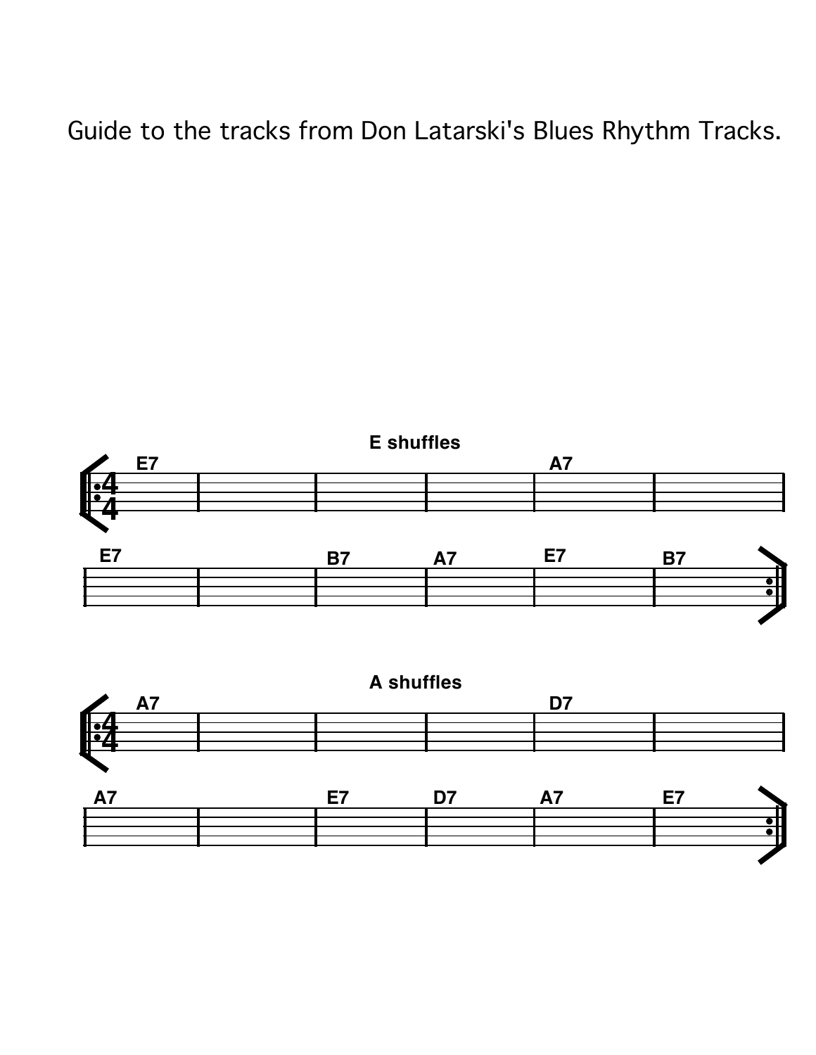Guide to the tracks from Don Latarski's Blues Rhythm Tracks.

**E shuffles**

E7 | | | | A7 | |

E7 | | B7 | A7 | E7 | B7 :|

**A shuffles**

A7 | | | | D7 | |

A7 | | E7 | D7 | A7 | E7 :|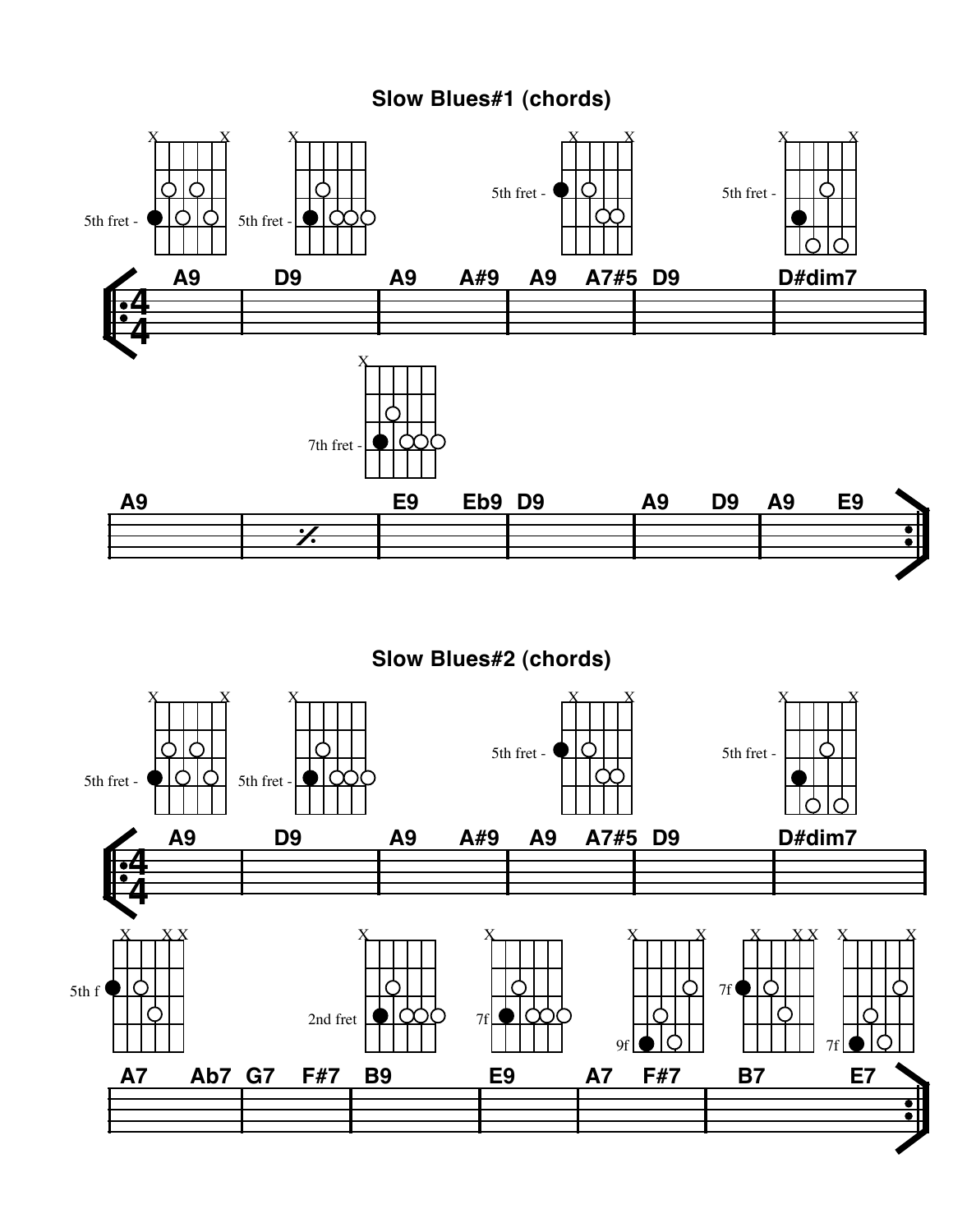## Slow Blues#1 (chords)

A9 | D9 | A9 A#9 | A9 A7#5 | D9 | D#dim7

A9 | % | E9 Eb9 | D9 | A9 D9 | A9 E9

## Slow Blues#2 (chords)

A9 | D9 | A9 A#9 | A9 A7#5 | D9 | D#dim7

A7 Ab7 | G7 F#7 | B9 | E9 | A7 F#7 | B7 E7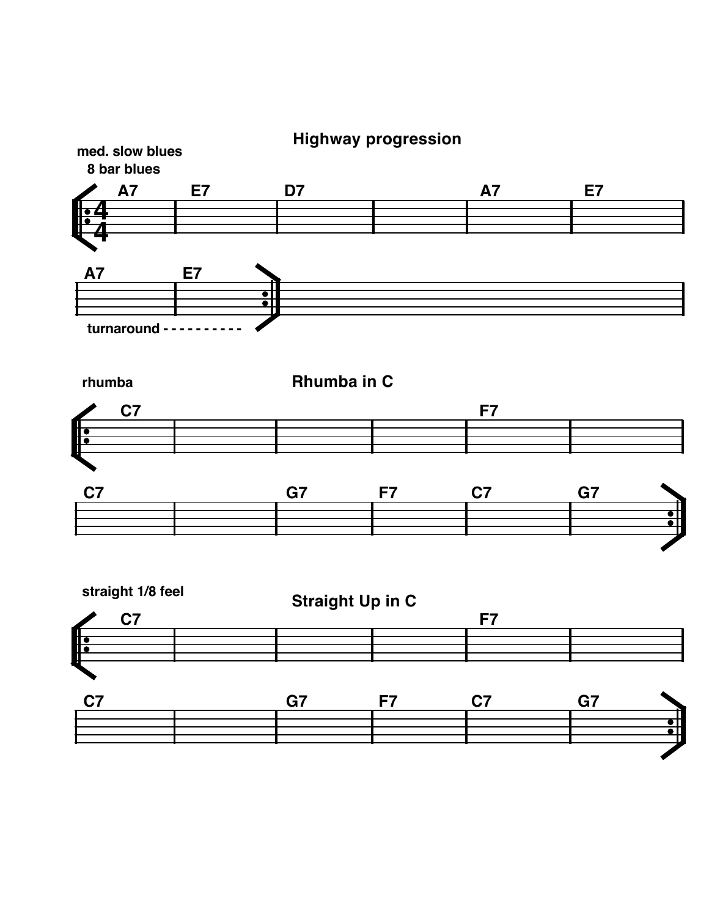## Highway progression

med. slow blues
8 bar blues

| A7 | E7 | D7 | | A7 | E7 |
|---|---|---|---|---|---|

| A7 | E7 |
|---|---|

turnaround - - - - - - - - - -

## Rhumba in C

rhumba

| C7 | | | | F7 | |
|---|---|---|---|---|---|

| C7 | | G7 | F7 | C7 | G7 |
|---|---|---|---|---|---|

## Straight Up in C

straight 1/8 feel

| C7 | | | | F7 | |
|---|---|---|---|---|---|

| C7 | | G7 | F7 | C7 | G7 |
|---|---|---|---|---|---|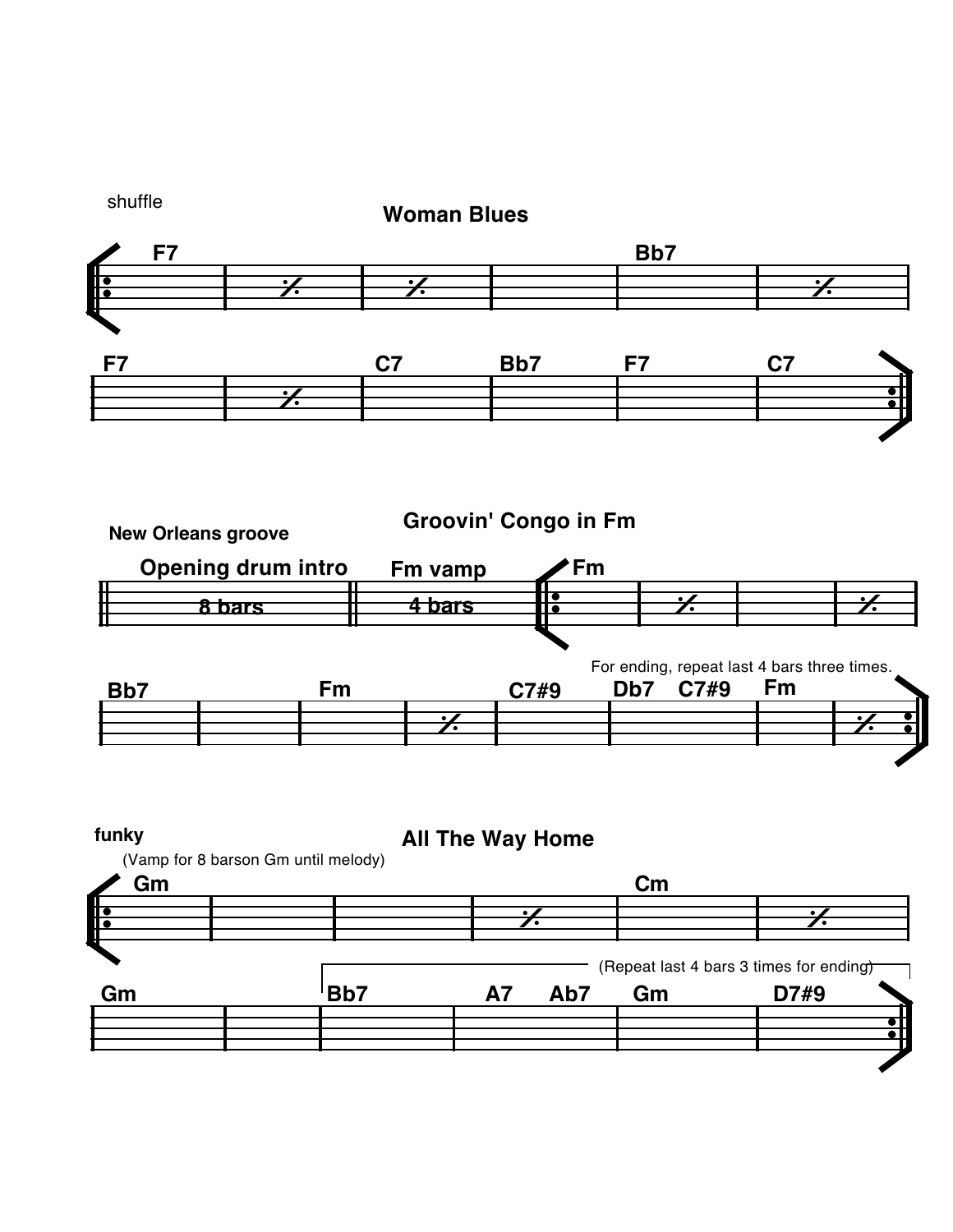shuffle

## Woman Blues

| F7 | % | % | | Bb7 | % |
|---|---|---|---|---|---|
| **F7** | % | **C7** | **Bb7** | **F7** | **C7** |

New Orleans groove

## Groovin' Congo in Fm

| Opening drum intro | Fm vamp | Fm | % | | % |
|---|---|---|---|---|---|
| 8 bars | 4 bars | | | | |

For ending, repeat last 4 bars three times.

| Bb7 | | Fm | % | C7#9 | Db7 C7#9 | Fm | % |
|---|---|---|---|---|---|---|---|

funky

## All The Way Home

(Vamp for 8 barson Gm until melody)

| Gm | | | % | Cm | % |
|---|---|---|---|---|---|
| **Gm** | | **Bb7** | **A7 Ab7** | **Gm** | **D7#9** |

(Repeat last 4 bars 3 times for ending)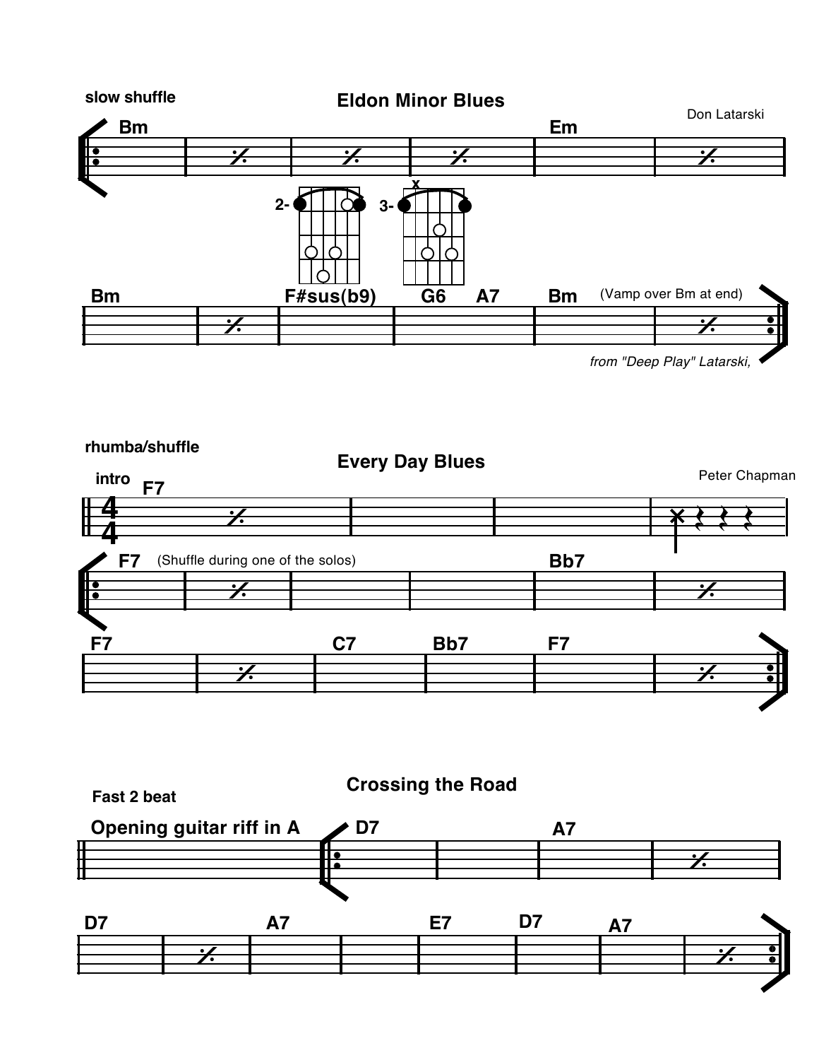slow shuffle

## Eldon Minor Blues

Don Latarski

Bm | % | % | % | Em | %

Bm | % | F#sus(b9) | G6 A7 | Bm (Vamp over Bm at end) | %

2- 3- x

*from "Deep Play" Latarski,*

rhumba/shuffle

## Every Day Blues

Peter Chapman

intro F7 4/4 | % | | |

F7 (Shuffle during one of the solos) | % | | | Bb7 | %

F7 | % | C7 | Bb7 | F7 | %

Fast 2 beat

## Crossing the Road

Opening guitar riff in A

D7 | | A7 | %

D7 | % | A7 | | E7 | D7 | A7 | %